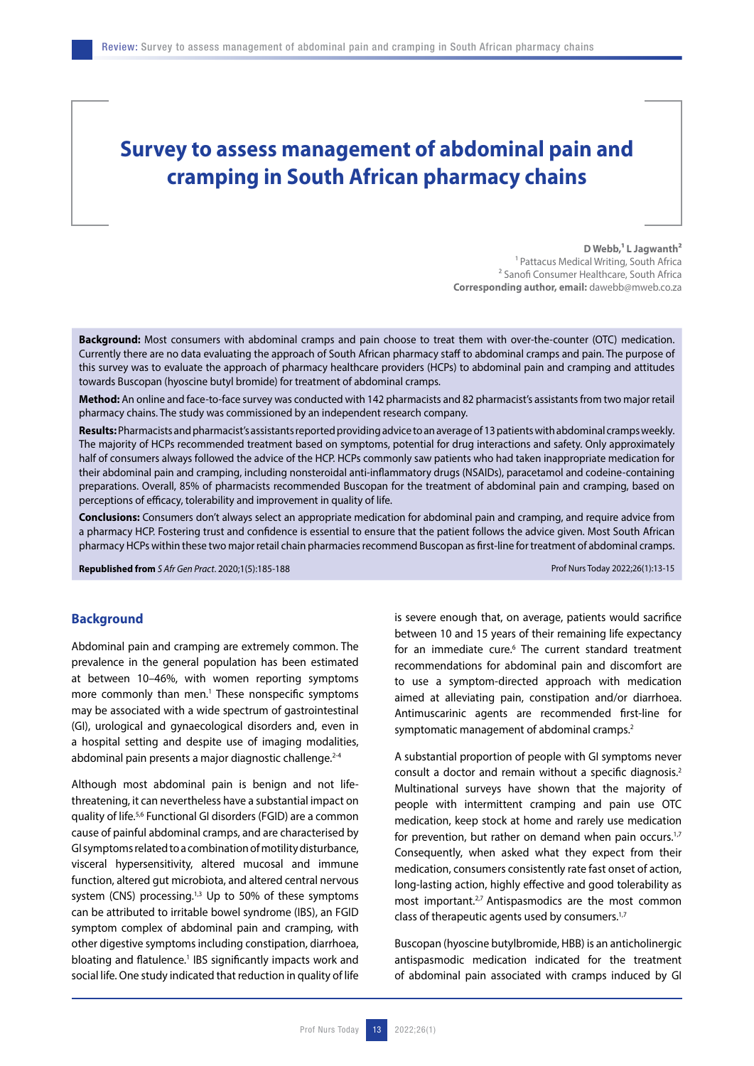# Survey to assess management of abdominal pain and cramping in South African pharmacy chains

**D Webb,[1] L Jagwanth[2]**
[1] Pattacus Medical Writing, South Africa
[2] Sanofi Consumer Healthcare, South Africa
**Corresponding author, email:** dawebb@mweb.co.za

**Background:** Most consumers with abdominal cramps and pain choose to treat them with over-the-counter (OTC) medication. Currently there are no data evaluating the approach of South African pharmacy staff to abdominal cramps and pain. The purpose of this survey was to evaluate the approach of pharmacy healthcare providers (HCPs) to abdominal pain and cramping and attitudes towards Buscopan (hyoscine butyl bromide) for treatment of abdominal cramps.

**Method:** An online and face-to-face survey was conducted with 142 pharmacists and 82 pharmacist's assistants from two major retail pharmacy chains. The study was commissioned by an independent research company.

**Results:** Pharmacists and pharmacist's assistants reported providing advice to an average of 13 patients with abdominal cramps weekly. The majority of HCPs recommended treatment based on symptoms, potential for drug interactions and safety. Only approximately half of consumers always followed the advice of the HCP. HCPs commonly saw patients who had taken inappropriate medication for their abdominal pain and cramping, including nonsteroidal anti-inflammatory drugs (NSAIDs), paracetamol and codeine-containing preparations. Overall, 85% of pharmacists recommended Buscopan for the treatment of abdominal pain and cramping, based on perceptions of efficacy, tolerability and improvement in quality of life.

**Conclusions:** Consumers don't always select an appropriate medication for abdominal pain and cramping, and require advice from a pharmacy HCP. Fostering trust and confidence is essential to ensure that the patient follows the advice given. Most South African pharmacy HCPs within these two major retail chain pharmacies recommend Buscopan as first-line for treatment of abdominal cramps.

**Republished from** *S Afr Gen Pract*. 2020;1(5):185-188

Prof Nurs Today 2022;26(1):13-15

## Background

Abdominal pain and cramping are extremely common. The prevalence in the general population has been estimated at between 10–46%, with women reporting symptoms more commonly than men.[1] These nonspecific symptoms may be associated with a wide spectrum of gastrointestinal (GI), urological and gynaecological disorders and, even in a hospital setting and despite use of imaging modalities, abdominal pain presents a major diagnostic challenge.[2-4]

Although most abdominal pain is benign and not life-threatening, it can nevertheless have a substantial impact on quality of life.[5,6] Functional GI disorders (FGID) are a common cause of painful abdominal cramps, and are characterised by GI symptoms related to a combination of motility disturbance, visceral hypersensitivity, altered mucosal and immune function, altered gut microbiota, and altered central nervous system (CNS) processing.[1,3] Up to 50% of these symptoms can be attributed to irritable bowel syndrome (IBS), an FGID symptom complex of abdominal pain and cramping, with other digestive symptoms including constipation, diarrhoea, bloating and flatulence.[1] IBS significantly impacts work and social life. One study indicated that reduction in quality of life is severe enough that, on average, patients would sacrifice between 10 and 15 years of their remaining life expectancy for an immediate cure.[6] The current standard treatment recommendations for abdominal pain and discomfort are to use a symptom-directed approach with medication aimed at alleviating pain, constipation and/or diarrhoea. Antimuscarinic agents are recommended first-line for symptomatic management of abdominal cramps.[2]

A substantial proportion of people with GI symptoms never consult a doctor and remain without a specific diagnosis.[2] Multinational surveys have shown that the majority of people with intermittent cramping and pain use OTC medication, keep stock at home and rarely use medication for prevention, but rather on demand when pain occurs.[1,7] Consequently, when asked what they expect from their medication, consumers consistently rate fast onset of action, long-lasting action, highly effective and good tolerability as most important.[2,7] Antispasmodics are the most common class of therapeutic agents used by consumers.[1,7]

Buscopan (hyoscine butylbromide, HBB) is an anticholinergic antispasmodic medication indicated for the treatment of abdominal pain associated with cramps induced by GI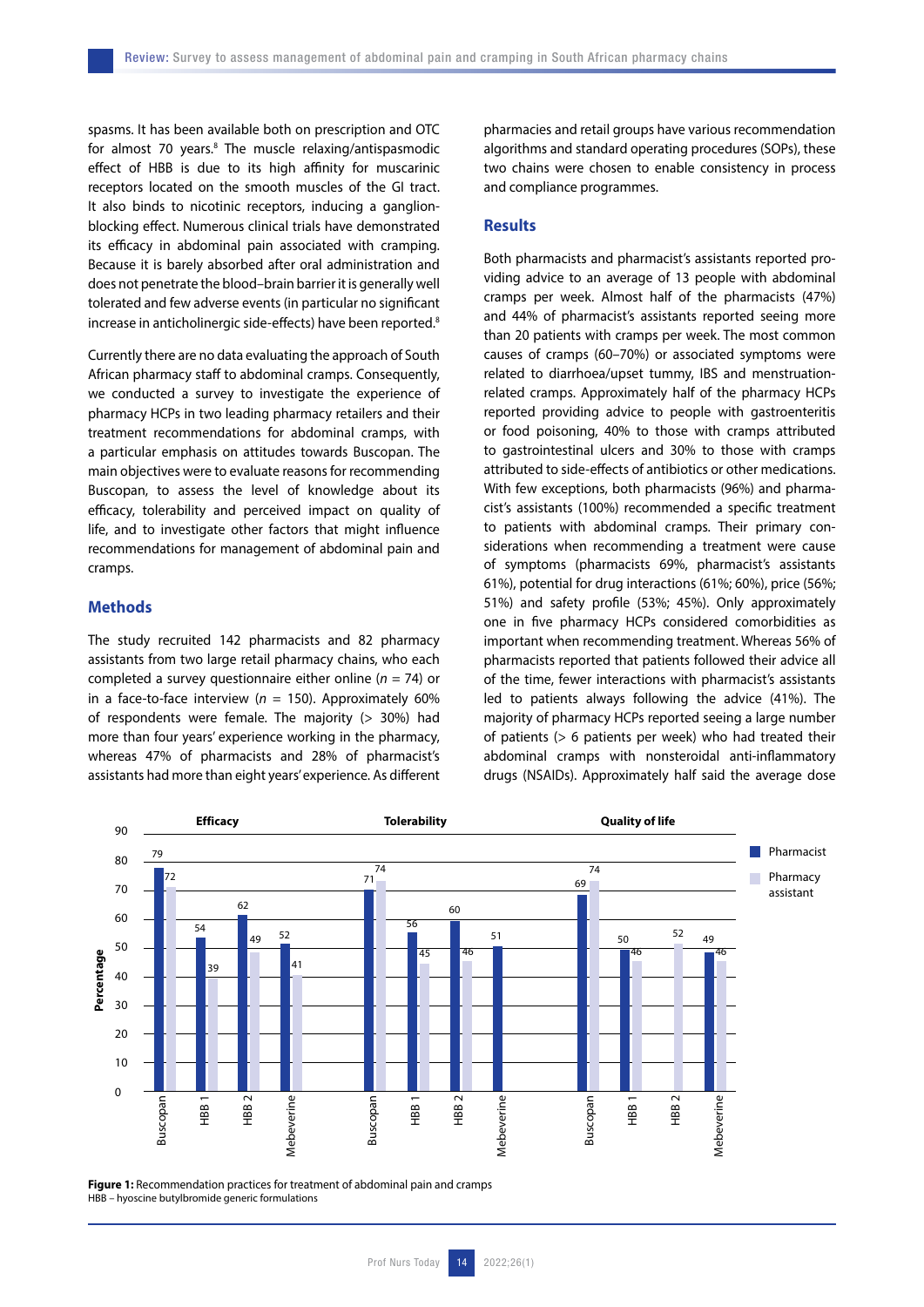spasms. It has been available both on prescription and OTC for almost 70 years.[8] The muscle relaxing/antispasmodic effect of HBB is due to its high affinity for muscarinic receptors located on the smooth muscles of the GI tract. It also binds to nicotinic receptors, inducing a ganglion-blocking effect. Numerous clinical trials have demonstrated its efficacy in abdominal pain associated with cramping. Because it is barely absorbed after oral administration and does not penetrate the blood–brain barrier it is generally well tolerated and few adverse events (in particular no significant increase in anticholinergic side-effects) have been reported.[8]

Currently there are no data evaluating the approach of South African pharmacy staff to abdominal cramps. Consequently, we conducted a survey to investigate the experience of pharmacy HCPs in two leading pharmacy retailers and their treatment recommendations for abdominal cramps, with a particular emphasis on attitudes towards Buscopan. The main objectives were to evaluate reasons for recommending Buscopan, to assess the level of knowledge about its efficacy, tolerability and perceived impact on quality of life, and to investigate other factors that might influence recommendations for management of abdominal pain and cramps.

## Methods

The study recruited 142 pharmacists and 82 pharmacy assistants from two large retail pharmacy chains, who each completed a survey questionnaire either online ($n$ = 74) or in a face-to-face interview ($n$ = 150). Approximately 60% of respondents were female. The majority (> 30%) had more than four years' experience working in the pharmacy, whereas 47% of pharmacists and 28% of pharmacist's assistants had more than eight years' experience. As different pharmacies and retail groups have various recommendation algorithms and standard operating procedures (SOPs), these two chains were chosen to enable consistency in process and compliance programmes.

## Results

Both pharmacists and pharmacist's assistants reported providing advice to an average of 13 people with abdominal cramps per week. Almost half of the pharmacists (47%) and 44% of pharmacist's assistants reported seeing more than 20 patients with cramps per week. The most common causes of cramps (60–70%) or associated symptoms were related to diarrhoea/upset tummy, IBS and menstruation-related cramps. Approximately half of the pharmacy HCPs reported providing advice to people with gastroenteritis or food poisoning, 40% to those with cramps attributed to gastrointestinal ulcers and 30% to those with cramps attributed to side-effects of antibiotics or other medications. With few exceptions, both pharmacists (96%) and pharmacist's assistants (100%) recommended a specific treatment to patients with abdominal cramps. Their primary considerations when recommending a treatment were cause of symptoms (pharmacists 69%, pharmacist's assistants 61%), potential for drug interactions (61%; 60%), price (56%; 51%) and safety profile (53%; 45%). Only approximately one in five pharmacy HCPs considered comorbidities as important when recommending treatment. Whereas 56% of pharmacists reported that patients followed their advice all of the time, fewer interactions with pharmacist's assistants led to patients always following the advice (41%). The majority of pharmacy HCPs reported seeing a large number of patients (> 6 patients per week) who had treated their abdominal cramps with nonsteroidal anti-inflammatory drugs (NSAIDs). Approximately half said the average dose

| Category | Product | Pharmacist (%) | Pharmacy assistant (%) |
|---|---|---|---|
| Efficacy | Buscopan | 79 | 72 |
| | HBB 1 | 54 | 39 |
| | HBB 2 | 62 | 49 |
| | Mebeverine | 52 | 41 |
| Tolerability | Buscopan | 71 | 74 |
| | HBB 1 | 56 | 45 |
| | HBB 2 | 60 | 46 |
| | Mebeverine | 51 | |
| Quality of life | Buscopan | 69 | 74 |
| | HBB 1 | 50 | 46 |
| | HBB 2 | | 52 |
| | Mebeverine | 49 | 46 |

**Figure 1:** Recommendation practices for treatment of abdominal pain and cramps
HBB – hyoscine butylbromide generic formulations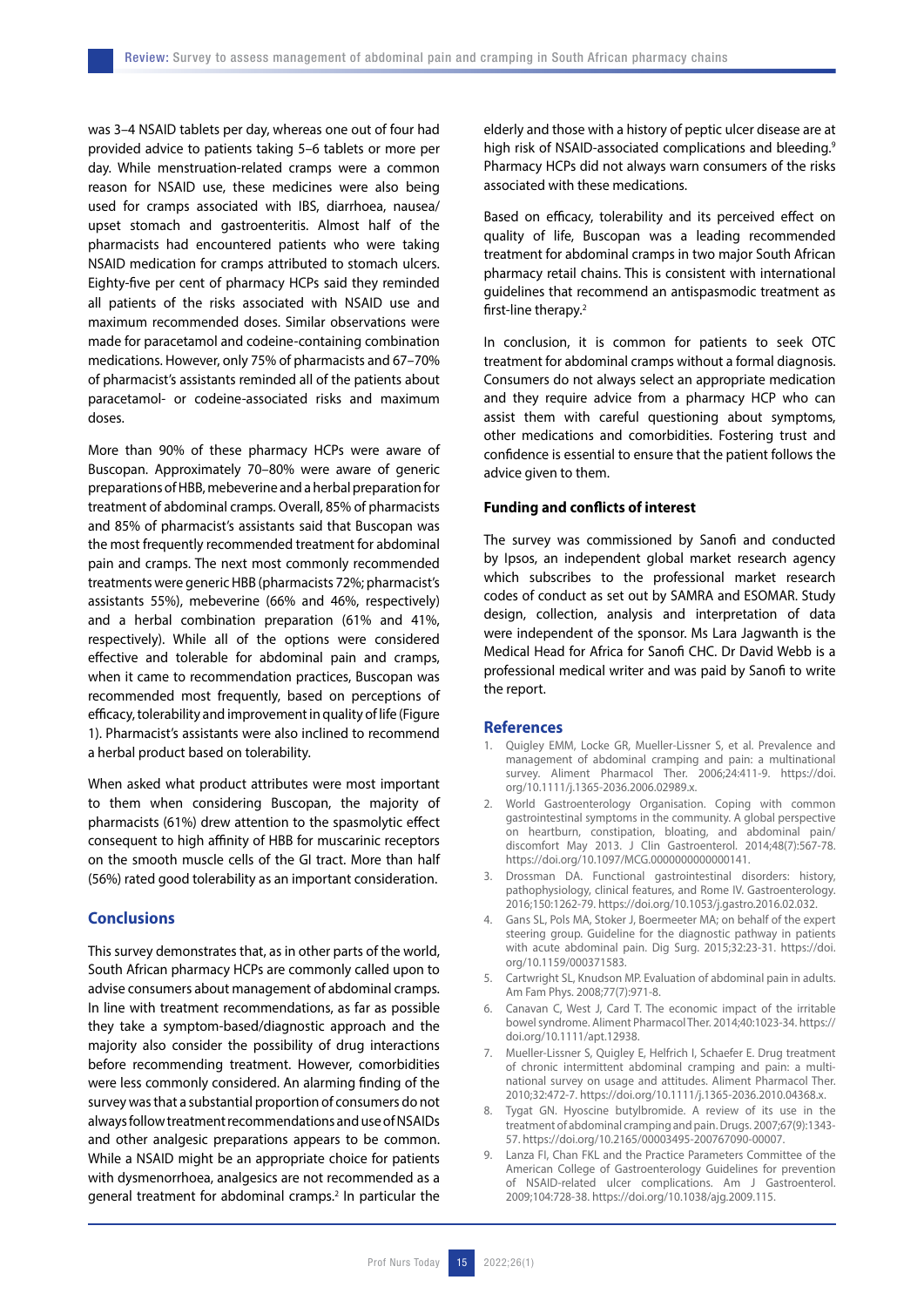was 3–4 NSAID tablets per day, whereas one out of four had provided advice to patients taking 5–6 tablets or more per day. While menstruation-related cramps were a common reason for NSAID use, these medicines were also being used for cramps associated with IBS, diarrhoea, nausea/upset stomach and gastroenteritis. Almost half of the pharmacists had encountered patients who were taking NSAID medication for cramps attributed to stomach ulcers. Eighty-five per cent of pharmacy HCPs said they reminded all patients of the risks associated with NSAID use and maximum recommended doses. Similar observations were made for paracetamol and codeine-containing combination medications. However, only 75% of pharmacists and 67–70% of pharmacist's assistants reminded all of the patients about paracetamol- or codeine-associated risks and maximum doses.

More than 90% of these pharmacy HCPs were aware of Buscopan. Approximately 70–80% were aware of generic preparations of HBB, mebeverine and a herbal preparation for treatment of abdominal cramps. Overall, 85% of pharmacists and 85% of pharmacist's assistants said that Buscopan was the most frequently recommended treatment for abdominal pain and cramps. The next most commonly recommended treatments were generic HBB (pharmacists 72%; pharmacist's assistants 55%), mebeverine (66% and 46%, respectively) and a herbal combination preparation (61% and 41%, respectively). While all of the options were considered effective and tolerable for abdominal pain and cramps, when it came to recommendation practices, Buscopan was recommended most frequently, based on perceptions of efficacy, tolerability and improvement in quality of life (Figure 1). Pharmacist's assistants were also inclined to recommend a herbal product based on tolerability.

When asked what product attributes were most important to them when considering Buscopan, the majority of pharmacists (61%) drew attention to the spasmolytic effect consequent to high affinity of HBB for muscarinic receptors on the smooth muscle cells of the GI tract. More than half (56%) rated good tolerability as an important consideration.

## Conclusions

This survey demonstrates that, as in other parts of the world, South African pharmacy HCPs are commonly called upon to advise consumers about management of abdominal cramps. In line with treatment recommendations, as far as possible they take a symptom-based/diagnostic approach and the majority also consider the possibility of drug interactions before recommending treatment. However, comorbidities were less commonly considered. An alarming finding of the survey was that a substantial proportion of consumers do not always follow treatment recommendations and use of NSAIDs and other analgesic preparations appears to be common. While a NSAID might be an appropriate choice for patients with dysmenorrhoea, analgesics are not recommended as a general treatment for abdominal cramps.[2] In particular the elderly and those with a history of peptic ulcer disease are at high risk of NSAID-associated complications and bleeding.[9] Pharmacy HCPs did not always warn consumers of the risks associated with these medications.

Based on efficacy, tolerability and its perceived effect on quality of life, Buscopan was a leading recommended treatment for abdominal cramps in two major South African pharmacy retail chains. This is consistent with international guidelines that recommend an antispasmodic treatment as first-line therapy.[2]

In conclusion, it is common for patients to seek OTC treatment for abdominal cramps without a formal diagnosis. Consumers do not always select an appropriate medication and they require advice from a pharmacy HCP who can assist them with careful questioning about symptoms, other medications and comorbidities. Fostering trust and confidence is essential to ensure that the patient follows the advice given to them.

### Funding and conflicts of interest

The survey was commissioned by Sanofi and conducted by Ipsos, an independent global market research agency which subscribes to the professional market research codes of conduct as set out by SAMRA and ESOMAR. Study design, collection, analysis and interpretation of data were independent of the sponsor. Ms Lara Jagwanth is the Medical Head for Africa for Sanofi CHC. Dr David Webb is a professional medical writer and was paid by Sanofi to write the report.

## References

1. Quigley EMM, Locke GR, Mueller-Lissner S, et al. Prevalence and management of abdominal cramping and pain: a multinational survey. Aliment Pharmacol Ther. 2006;24:411-9. https://doi.org/10.1111/j.1365-2036.2006.02989.x.
2. World Gastroenterology Organisation. Coping with common gastrointestinal symptoms in the community. A global perspective on heartburn, constipation, bloating, and abdominal pain/discomfort May 2013. J Clin Gastroenterol. 2014;48(7):567-78. https://doi.org/10.1097/MCG.0000000000000141.
3. Drossman DA. Functional gastrointestinal disorders: history, pathophysiology, clinical features, and Rome IV. Gastroenterology. 2016;150:1262-79. https://doi.org/10.1053/j.gastro.2016.02.032.
4. Gans SL, Pols MA, Stoker J, Boermeester MA; on behalf of the expert steering group. Guideline for the diagnostic pathway in patients with acute abdominal pain. Dig Surg. 2015;32:23-31. https://doi.org/10.1159/000371583.
5. Cartwright SL, Knudson MP. Evaluation of abdominal pain in adults. Am Fam Phys. 2008;77(7):971-8.
6. Canavan C, West J, Card T. The economic impact of the irritable bowel syndrome. Aliment Pharmacol Ther. 2014;40:1023-34. https://doi.org/10.1111/apt.12938.
7. Mueller-Lissner S, Quigley E, Helfrich I, Schaefer E. Drug treatment of chronic intermittent abdominal cramping and pain: a multinational survey on usage and attitudes. Aliment Pharmacol Ther. 2010;32:472-7. https://doi.org/10.1111/j.1365-2036.2010.04368.x.
8. Tygat GN. Hyoscine butylbromide. A review of its use in the treatment of abdominal cramping and pain. Drugs. 2007;67(9):1343-57. https://doi.org/10.2165/00003495-200767090-00007.
9. Lanza FI, Chan FKL and the Practice Parameters Committee of the American College of Gastroenterology Guidelines for prevention of NSAID-related ulcer complications. Am J Gastroenterol. 2009;104:728-38. https://doi.org/10.1038/ajg.2009.115.